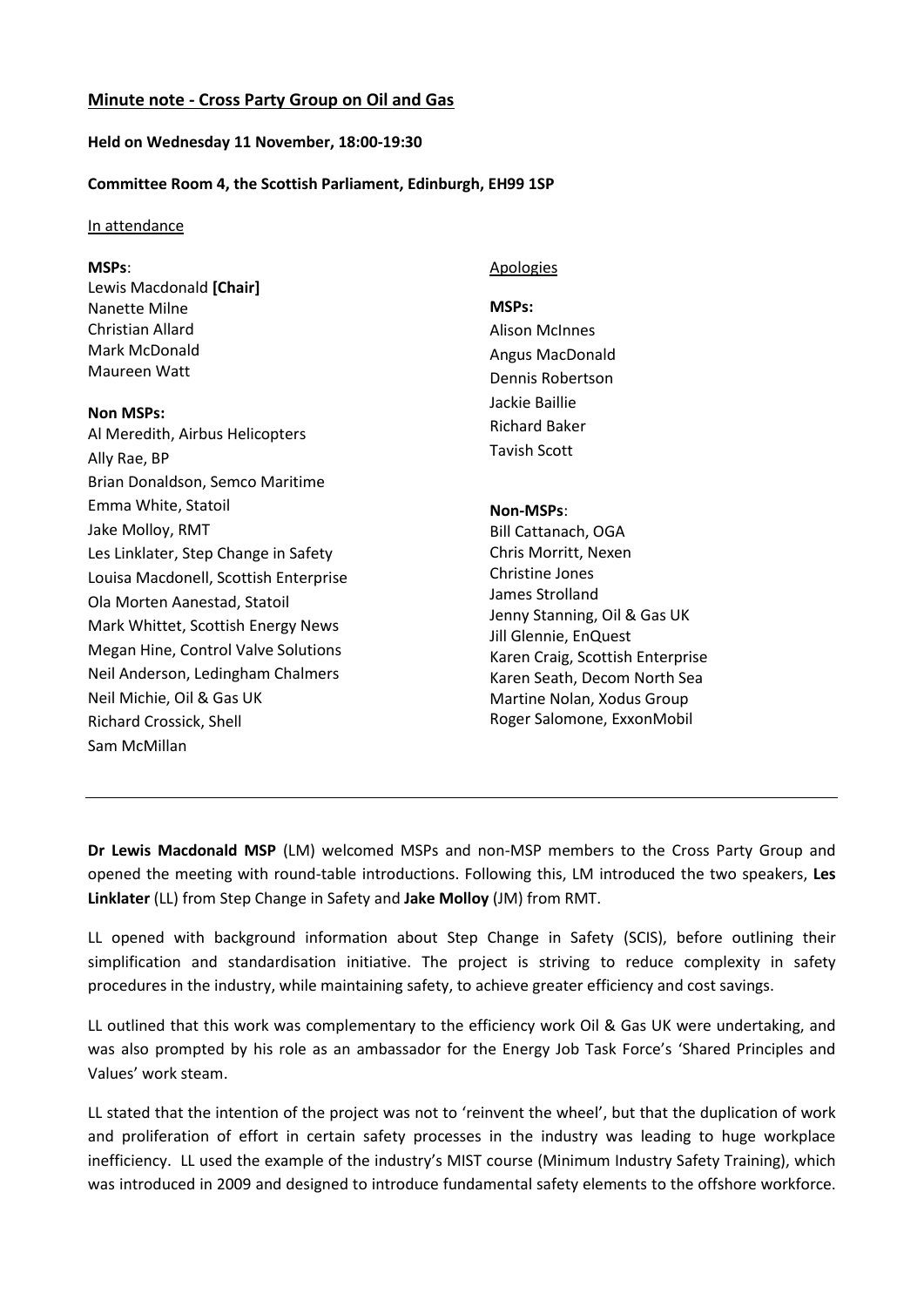## Minute note - Cross Party Group on Oil and Gas

**Held on Wednesday 11 November, 18:00-19:30**

**Committee Room 4, the Scottish Parliament, Edinburgh, EH99 1SP**

In attendance

**MSPs**:
Lewis Macdonald **[Chair]**
Nanette Milne
Christian Allard
Mark McDonald
Maureen Watt

**Non MSPs:**
Al Meredith, Airbus Helicopters
Ally Rae, BP
Brian Donaldson, Semco Maritime
Emma White, Statoil
Jake Molloy, RMT
Les Linklater, Step Change in Safety
Louisa Macdonell, Scottish Enterprise
Ola Morten Aanestad, Statoil
Mark Whittet, Scottish Energy News
Megan Hine, Control Valve Solutions
Neil Anderson, Ledingham Chalmers
Neil Michie, Oil & Gas UK
Richard Crossick, Shell
Sam McMillan

Apologies

**MSPs:**
Alison McInnes
Angus MacDonald
Dennis Robertson
Jackie Baillie
Richard Baker
Tavish Scott

**Non-MSPs**:
Bill Cattanach, OGA
Chris Morritt, Nexen
Christine Jones
James Strolland
Jenny Stanning, Oil & Gas UK
Jill Glennie, EnQuest
Karen Craig, Scottish Enterprise
Karen Seath, Decom North Sea
Martine Nolan, Xodus Group
Roger Salomone, ExxonMobil

---

**Dr Lewis Macdonald MSP** (LM) welcomed MSPs and non-MSP members to the Cross Party Group and opened the meeting with round-table introductions. Following this, LM introduced the two speakers, **Les Linklater** (LL) from Step Change in Safety and **Jake Molloy** (JM) from RMT.

LL opened with background information about Step Change in Safety (SCIS), before outlining their simplification and standardisation initiative. The project is striving to reduce complexity in safety procedures in the industry, while maintaining safety, to achieve greater efficiency and cost savings.

LL outlined that this work was complementary to the efficiency work Oil & Gas UK were undertaking, and was also prompted by his role as an ambassador for the Energy Job Task Force's 'Shared Principles and Values' work steam.

LL stated that the intention of the project was not to 'reinvent the wheel', but that the duplication of work and proliferation of effort in certain safety processes in the industry was leading to huge workplace inefficiency. LL used the example of the industry's MIST course (Minimum Industry Safety Training), which was introduced in 2009 and designed to introduce fundamental safety elements to the offshore workforce.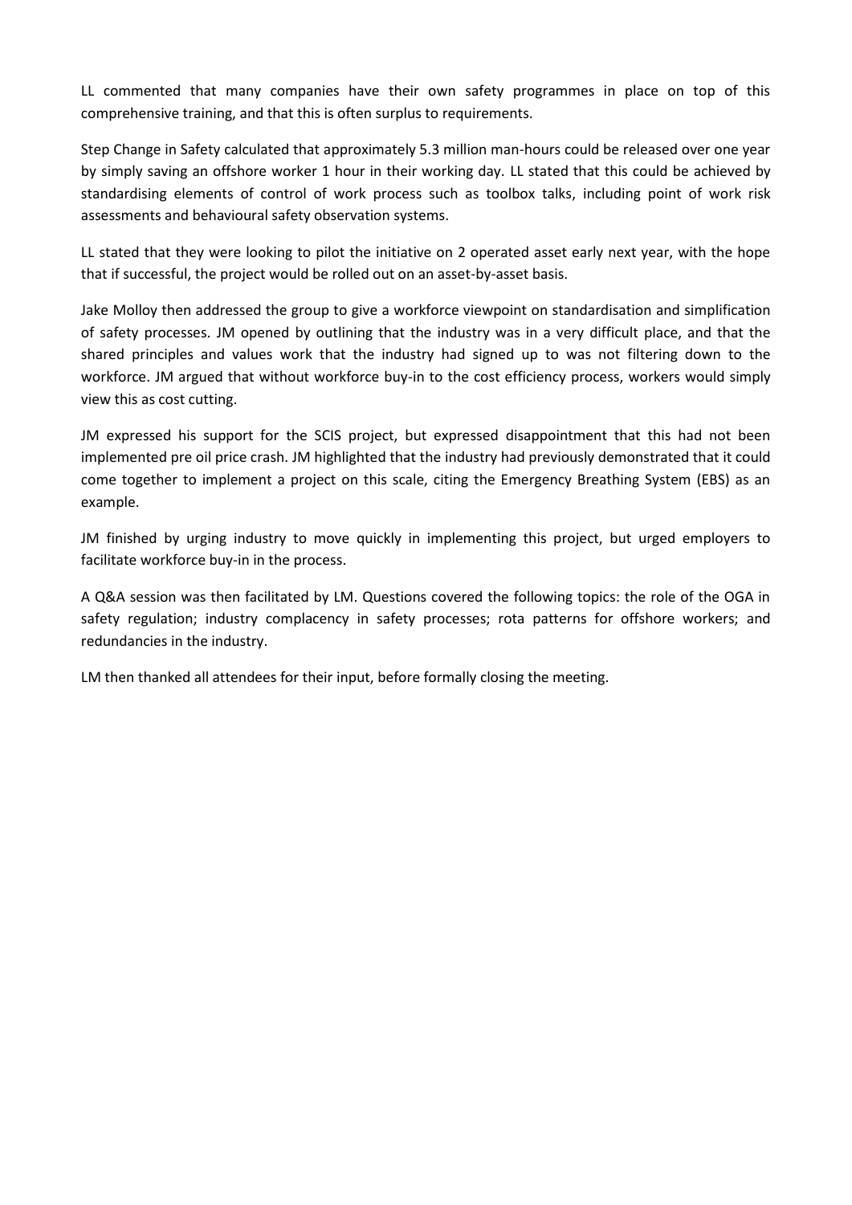LL commented that many companies have their own safety programmes in place on top of this comprehensive training, and that this is often surplus to requirements.

Step Change in Safety calculated that approximately 5.3 million man-hours could be released over one year by simply saving an offshore worker 1 hour in their working day. LL stated that this could be achieved by standardising elements of control of work process such as toolbox talks, including point of work risk assessments and behavioural safety observation systems.

LL stated that they were looking to pilot the initiative on 2 operated asset early next year, with the hope that if successful, the project would be rolled out on an asset-by-asset basis.

Jake Molloy then addressed the group to give a workforce viewpoint on standardisation and simplification of safety processes. JM opened by outlining that the industry was in a very difficult place, and that the shared principles and values work that the industry had signed up to was not filtering down to the workforce. JM argued that without workforce buy-in to the cost efficiency process, workers would simply view this as cost cutting.

JM expressed his support for the SCIS project, but expressed disappointment that this had not been implemented pre oil price crash. JM highlighted that the industry had previously demonstrated that it could come together to implement a project on this scale, citing the Emergency Breathing System (EBS) as an example.

JM finished by urging industry to move quickly in implementing this project, but urged employers to facilitate workforce buy-in in the process.

A Q&A session was then facilitated by LM. Questions covered the following topics: the role of the OGA in safety regulation; industry complacency in safety processes; rota patterns for offshore workers; and redundancies in the industry.

LM then thanked all attendees for their input, before formally closing the meeting.